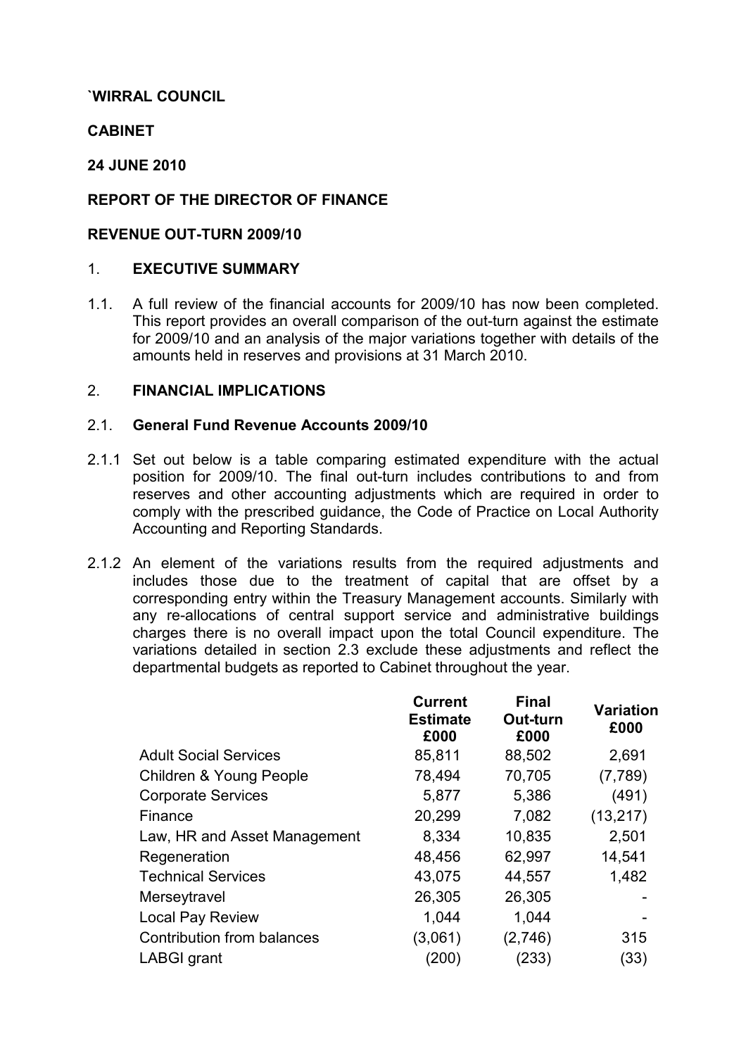**`WIRRAL COUNCIL**

**CABINET**

**24 JUNE 2010**

**REPORT OF THE DIRECTOR OF FINANCE**

**REVENUE OUT-TURN 2009/10**

## 1. EXECUTIVE SUMMARY

1.1. A full review of the financial accounts for 2009/10 has now been completed. This report provides an overall comparison of the out-turn against the estimate for 2009/10 and an analysis of the major variations together with details of the amounts held in reserves and provisions at 31 March 2010.

## 2. FINANCIAL IMPLICATIONS

### 2.1. General Fund Revenue Accounts 2009/10

2.1.1 Set out below is a table comparing estimated expenditure with the actual position for 2009/10. The final out-turn includes contributions to and from reserves and other accounting adjustments which are required in order to comply with the prescribed guidance, the Code of Practice on Local Authority Accounting and Reporting Standards.

2.1.2 An element of the variations results from the required adjustments and includes those due to the treatment of capital that are offset by a corresponding entry within the Treasury Management accounts. Similarly with any re-allocations of central support service and administrative buildings charges there is no overall impact upon the total Council expenditure. The variations detailed in section 2.3 exclude these adjustments and reflect the departmental budgets as reported to Cabinet throughout the year.

| | Current Estimate £000 | Final Out-turn £000 | Variation £000 |
|---|---|---|---|
| Adult Social Services | 85,811 | 88,502 | 2,691 |
| Children & Young People | 78,494 | 70,705 | (7,789) |
| Corporate Services | 5,877 | 5,386 | (491) |
| Finance | 20,299 | 7,082 | (13,217) |
| Law, HR and Asset Management | 8,334 | 10,835 | 2,501 |
| Regeneration | 48,456 | 62,997 | 14,541 |
| Technical Services | 43,075 | 44,557 | 1,482 |
| Merseytravel | 26,305 | 26,305 | - |
| Local Pay Review | 1,044 | 1,044 | - |
| Contribution from balances | (3,061) | (2,746) | 315 |
| LABGI grant | (200) | (233) | (33) |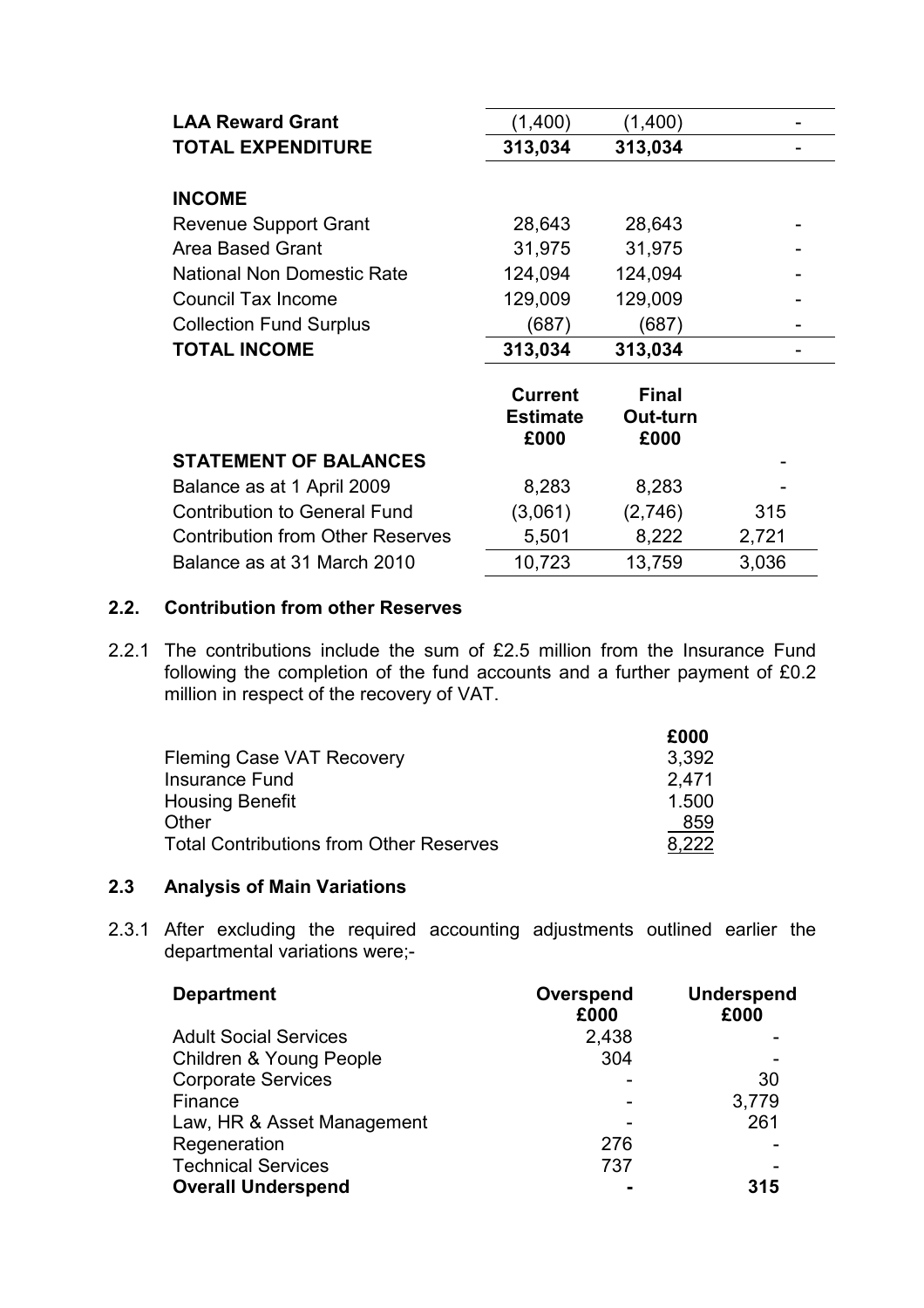| | | | |
|---|---|---|---|
| **LAA Reward Grant** | (1,400) | (1,400) | - |
| **TOTAL EXPENDITURE** | **313,034** | **313,034** | - |
| | | | |
| **INCOME** | | | |
| Revenue Support Grant | 28,643 | 28,643 | - |
| Area Based Grant | 31,975 | 31,975 | - |
| National Non Domestic Rate | 124,094 | 124,094 | - |
| Council Tax Income | 129,009 | 129,009 | - |
| Collection Fund Surplus | (687) | (687) | - |
| **TOTAL INCOME** | **313,034** | **313,034** | - |

| | Current Estimate £000 | Final Out-turn £000 | |
|---|---|---|---|
| **STATEMENT OF BALANCES** | | | - |
| Balance as at 1 April 2009 | 8,283 | 8,283 | - |
| Contribution to General Fund | (3,061) | (2,746) | 315 |
| Contribution from Other Reserves | 5,501 | 8,222 | 2,721 |
| Balance as at 31 March 2010 | 10,723 | 13,759 | 3,036 |

## 2.2. Contribution from other Reserves

2.2.1 The contributions include the sum of £2.5 million from the Insurance Fund following the completion of the fund accounts and a further payment of £0.2 million in respect of the recovery of VAT.

| | £000 |
|---|---|
| Fleming Case VAT Recovery | 3,392 |
| Insurance Fund | 2,471 |
| Housing Benefit | 1.500 |
| Other | 859 |
| Total Contributions from Other Reserves | 8,222 |

## 2.3 Analysis of Main Variations

2.3.1 After excluding the required accounting adjustments outlined earlier the departmental variations were;-

| Department | Overspend £000 | Underspend £000 |
|---|---|---|
| Adult Social Services | 2,438 | - |
| Children & Young People | 304 | - |
| Corporate Services | - | 30 |
| Finance | - | 3,779 |
| Law, HR & Asset Management | - | 261 |
| Regeneration | 276 | - |
| Technical Services | 737 | - |
| **Overall Underspend** | **-** | **315** |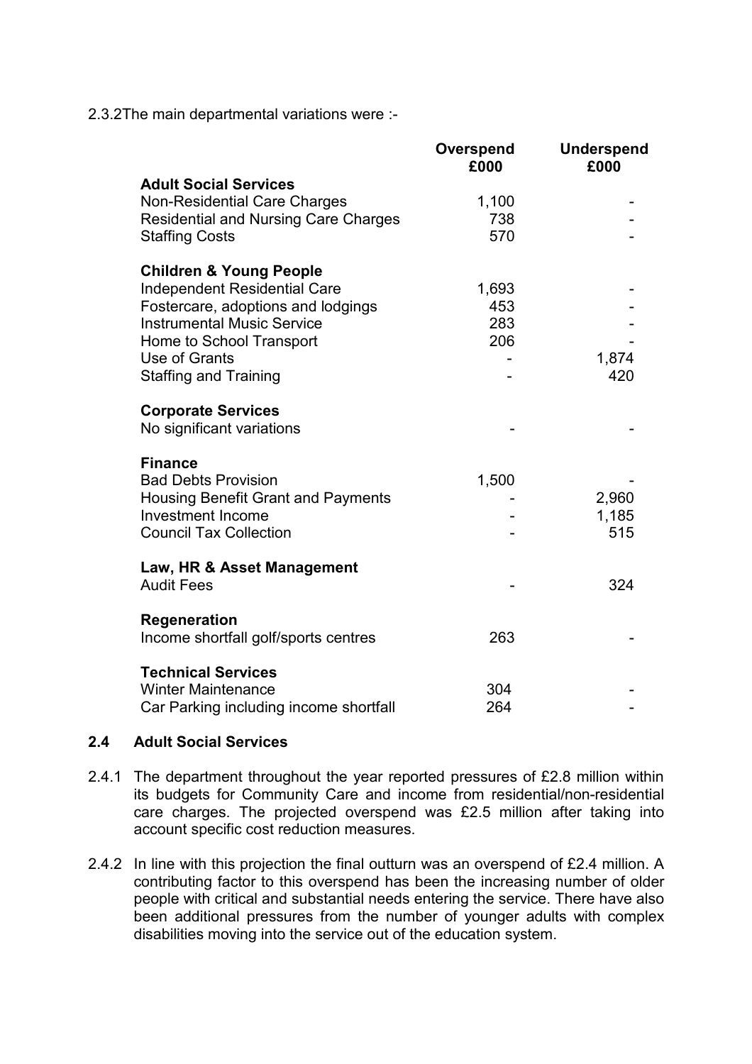2.3.2 The main departmental variations were :-

| | Overspend £000 | Underspend £000 |
|---|---|---|
| **Adult Social Services** | | |
| Non-Residential Care Charges | 1,100 | - |
| Residential and Nursing Care Charges | 738 | - |
| Staffing Costs | 570 | - |
| **Children & Young People** | | |
| Independent Residential Care | 1,693 | - |
| Fostercare, adoptions and lodgings | 453 | - |
| Instrumental Music Service | 283 | - |
| Home to School Transport | 206 | - |
| Use of Grants | - | 1,874 |
| Staffing and Training | - | 420 |
| **Corporate Services** | | |
| No significant variations | - | - |
| **Finance** | | |
| Bad Debts Provision | 1,500 | - |
| Housing Benefit Grant and Payments | - | 2,960 |
| Investment Income | - | 1,185 |
| Council Tax Collection | - | 515 |
| **Law, HR & Asset Management** | | |
| Audit Fees | - | 324 |
| **Regeneration** | | |
| Income shortfall golf/sports centres | 263 | - |
| **Technical Services** | | |
| Winter Maintenance | 304 | - |
| Car Parking including income shortfall | 264 | - |

## 2.4 Adult Social Services

2.4.1 The department throughout the year reported pressures of £2.8 million within its budgets for Community Care and income from residential/non-residential care charges. The projected overspend was £2.5 million after taking into account specific cost reduction measures.

2.4.2 In line with this projection the final outturn was an overspend of £2.4 million. A contributing factor to this overspend has been the increasing number of older people with critical and substantial needs entering the service. There have also been additional pressures from the number of younger adults with complex disabilities moving into the service out of the education system.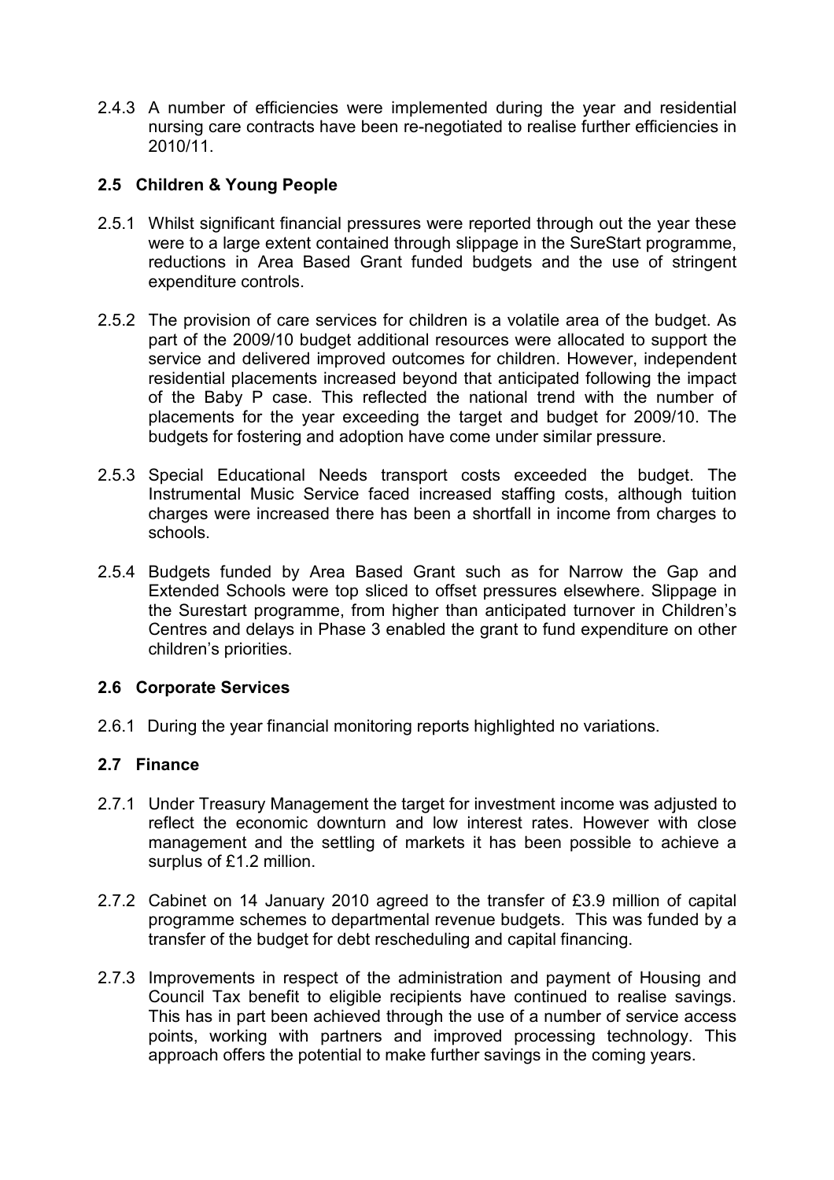2.4.3 A number of efficiencies were implemented during the year and residential nursing care contracts have been re-negotiated to realise further efficiencies in 2010/11.

## 2.5 Children & Young People

2.5.1 Whilst significant financial pressures were reported through out the year these were to a large extent contained through slippage in the SureStart programme, reductions in Area Based Grant funded budgets and the use of stringent expenditure controls.

2.5.2 The provision of care services for children is a volatile area of the budget. As part of the 2009/10 budget additional resources were allocated to support the service and delivered improved outcomes for children. However, independent residential placements increased beyond that anticipated following the impact of the Baby P case. This reflected the national trend with the number of placements for the year exceeding the target and budget for 2009/10. The budgets for fostering and adoption have come under similar pressure.

2.5.3 Special Educational Needs transport costs exceeded the budget. The Instrumental Music Service faced increased staffing costs, although tuition charges were increased there has been a shortfall in income from charges to schools.

2.5.4 Budgets funded by Area Based Grant such as for Narrow the Gap and Extended Schools were top sliced to offset pressures elsewhere. Slippage in the Surestart programme, from higher than anticipated turnover in Children's Centres and delays in Phase 3 enabled the grant to fund expenditure on other children's priorities.

## 2.6 Corporate Services

2.6.1 During the year financial monitoring reports highlighted no variations.

## 2.7 Finance

2.7.1 Under Treasury Management the target for investment income was adjusted to reflect the economic downturn and low interest rates. However with close management and the settling of markets it has been possible to achieve a surplus of £1.2 million.

2.7.2 Cabinet on 14 January 2010 agreed to the transfer of £3.9 million of capital programme schemes to departmental revenue budgets. This was funded by a transfer of the budget for debt rescheduling and capital financing.

2.7.3 Improvements in respect of the administration and payment of Housing and Council Tax benefit to eligible recipients have continued to realise savings. This has in part been achieved through the use of a number of service access points, working with partners and improved processing technology. This approach offers the potential to make further savings in the coming years.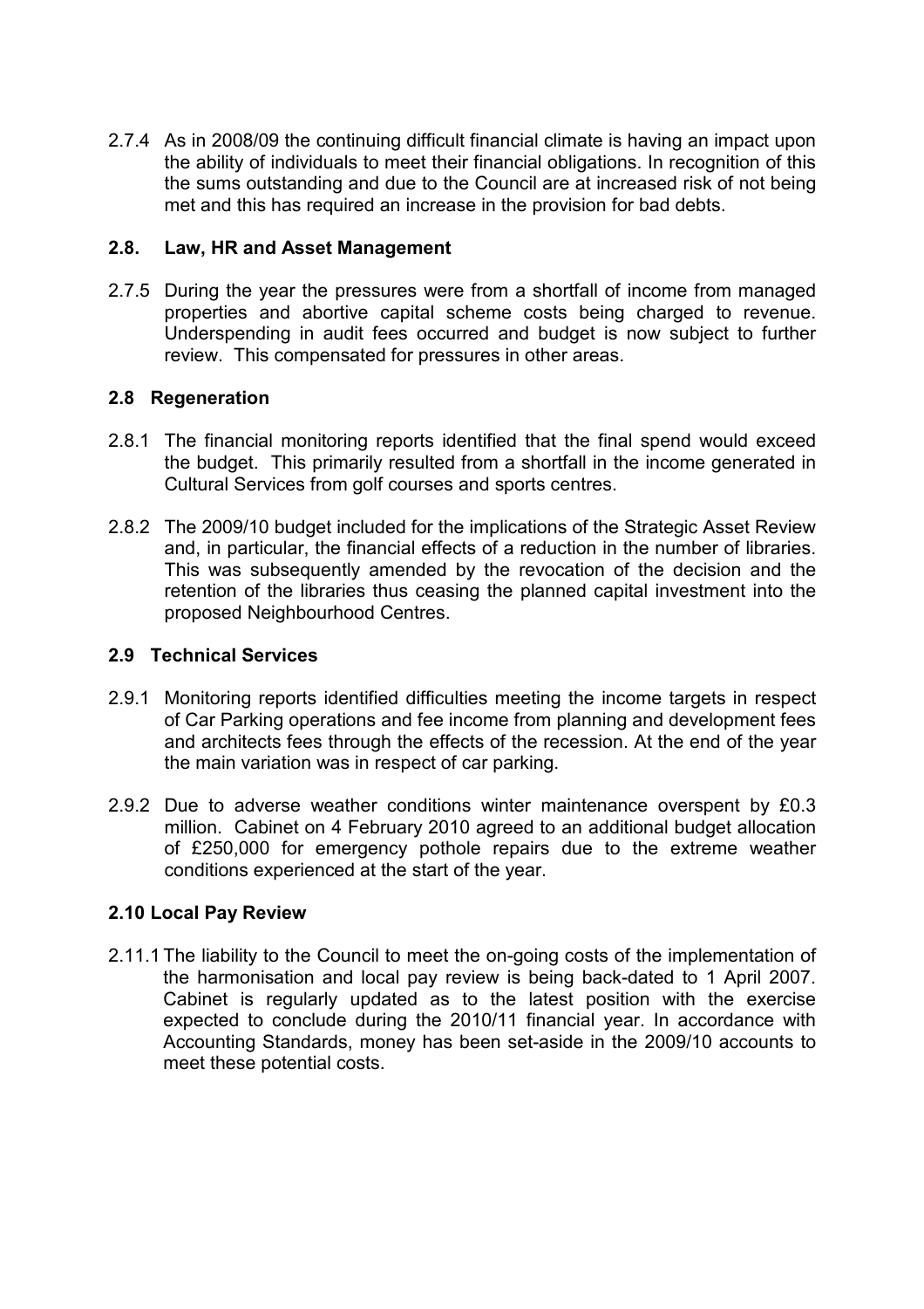2.7.4 As in 2008/09 the continuing difficult financial climate is having an impact upon the ability of individuals to meet their financial obligations. In recognition of this the sums outstanding and due to the Council are at increased risk of not being met and this has required an increase in the provision for bad debts.

### 2.8. Law, HR and Asset Management

2.7.5 During the year the pressures were from a shortfall of income from managed properties and abortive capital scheme costs being charged to revenue. Underspending in audit fees occurred and budget is now subject to further review. This compensated for pressures in other areas.

### 2.8 Regeneration

2.8.1 The financial monitoring reports identified that the final spend would exceed the budget. This primarily resulted from a shortfall in the income generated in Cultural Services from golf courses and sports centres.

2.8.2 The 2009/10 budget included for the implications of the Strategic Asset Review and, in particular, the financial effects of a reduction in the number of libraries. This was subsequently amended by the revocation of the decision and the retention of the libraries thus ceasing the planned capital investment into the proposed Neighbourhood Centres.

### 2.9 Technical Services

2.9.1 Monitoring reports identified difficulties meeting the income targets in respect of Car Parking operations and fee income from planning and development fees and architects fees through the effects of the recession. At the end of the year the main variation was in respect of car parking.

2.9.2 Due to adverse weather conditions winter maintenance overspent by £0.3 million. Cabinet on 4 February 2010 agreed to an additional budget allocation of £250,000 for emergency pothole repairs due to the extreme weather conditions experienced at the start of the year.

### 2.10 Local Pay Review

2.11.1 The liability to the Council to meet the on-going costs of the implementation of the harmonisation and local pay review is being back-dated to 1 April 2007. Cabinet is regularly updated as to the latest position with the exercise expected to conclude during the 2010/11 financial year. In accordance with Accounting Standards, money has been set-aside in the 2009/10 accounts to meet these potential costs.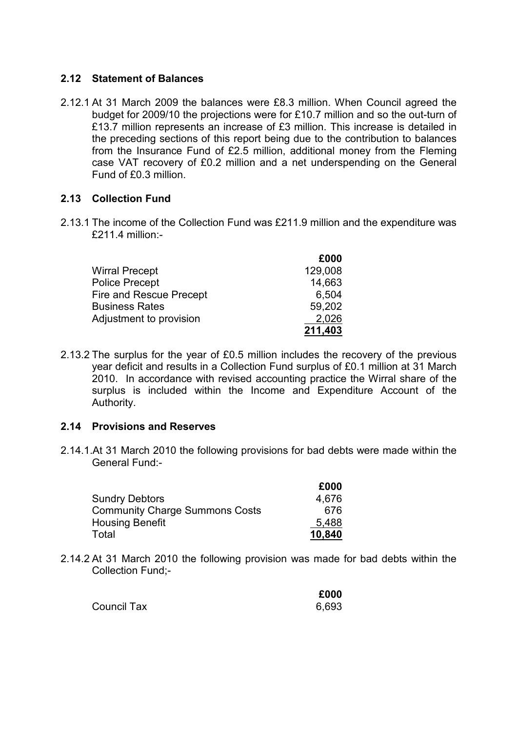## 2.12 Statement of Balances

2.12.1 At 31 March 2009 the balances were £8.3 million. When Council agreed the budget for 2009/10 the projections were for £10.7 million and so the out-turn of £13.7 million represents an increase of £3 million. This increase is detailed in the preceding sections of this report being due to the contribution to balances from the Insurance Fund of £2.5 million, additional money from the Fleming case VAT recovery of £0.2 million and a net underspending on the General Fund of £0.3 million.

## 2.13 Collection Fund

2.13.1 The income of the Collection Fund was £211.9 million and the expenditure was £211.4 million:-

| | £000 |
|---|---|
| Wirral Precept | 129,008 |
| Police Precept | 14,663 |
| Fire and Rescue Precept | 6,504 |
| Business Rates | 59,202 |
| Adjustment to provision | 2,026 |
| | **211,403** |

2.13.2 The surplus for the year of £0.5 million includes the recovery of the previous year deficit and results in a Collection Fund surplus of £0.1 million at 31 March 2010. In accordance with revised accounting practice the Wirral share of the surplus is included within the Income and Expenditure Account of the Authority.

## 2.14 Provisions and Reserves

2.14.1. At 31 March 2010 the following provisions for bad debts were made within the General Fund:-

| | £000 |
|---|---|
| Sundry Debtors | 4,676 |
| Community Charge Summons Costs | 676 |
| Housing Benefit | 5,488 |
| Total | **10,840** |

2.14.2 At 31 March 2010 the following provision was made for bad debts within the Collection Fund;-

| | £000 |
|---|---|
| Council Tax | 6,693 |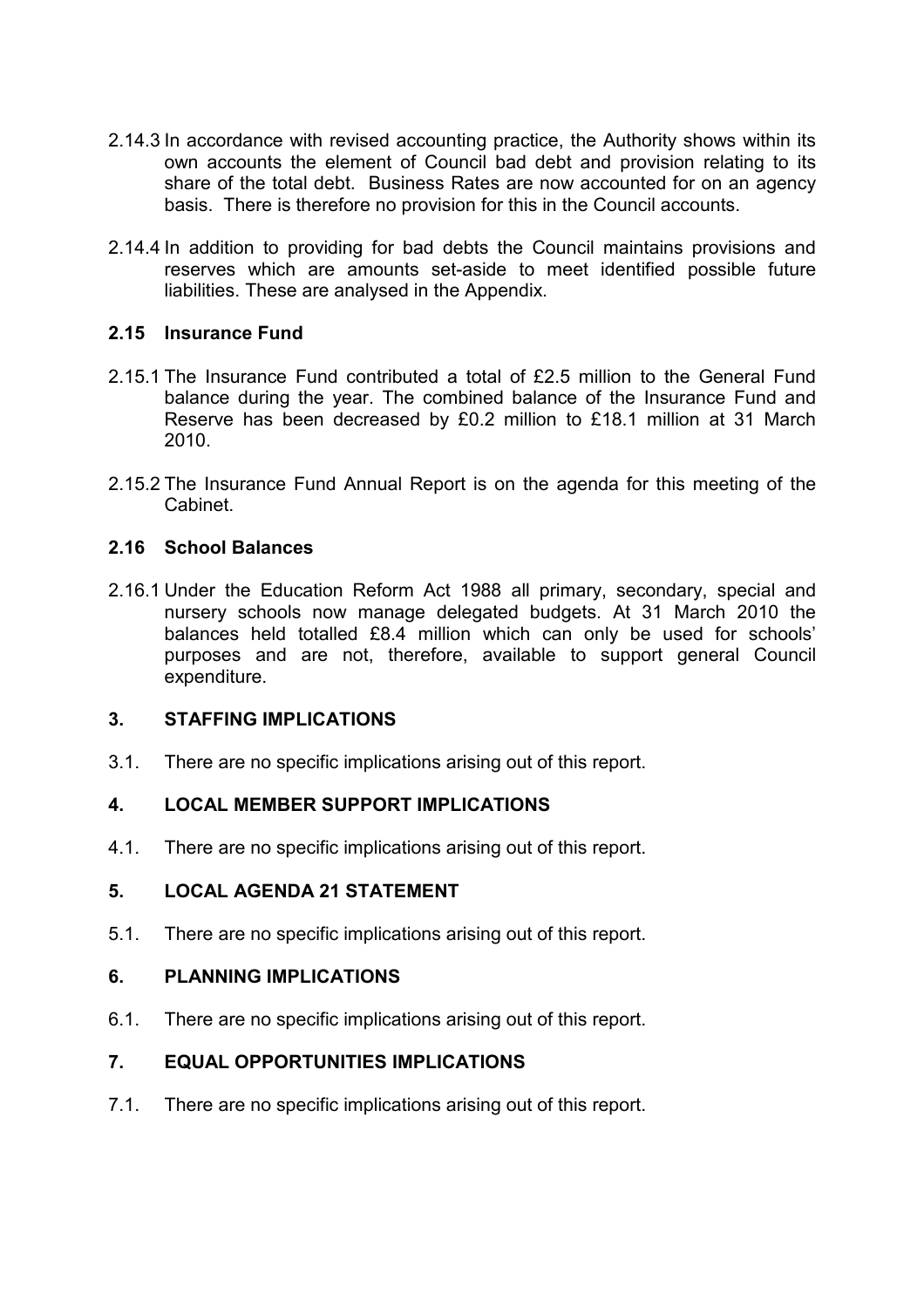2.14.3 In accordance with revised accounting practice, the Authority shows within its own accounts the element of Council bad debt and provision relating to its share of the total debt. Business Rates are now accounted for on an agency basis. There is therefore no provision for this in the Council accounts.

2.14.4 In addition to providing for bad debts the Council maintains provisions and reserves which are amounts set-aside to meet identified possible future liabilities. These are analysed in the Appendix.

### 2.15 Insurance Fund

2.15.1 The Insurance Fund contributed a total of £2.5 million to the General Fund balance during the year. The combined balance of the Insurance Fund and Reserve has been decreased by £0.2 million to £18.1 million at 31 March 2010.

2.15.2 The Insurance Fund Annual Report is on the agenda for this meeting of the Cabinet.

### 2.16 School Balances

2.16.1 Under the Education Reform Act 1988 all primary, secondary, special and nursery schools now manage delegated budgets. At 31 March 2010 the balances held totalled £8.4 million which can only be used for schools' purposes and are not, therefore, available to support general Council expenditure.

## 3. STAFFING IMPLICATIONS

3.1. There are no specific implications arising out of this report.

## 4. LOCAL MEMBER SUPPORT IMPLICATIONS

4.1. There are no specific implications arising out of this report.

## 5. LOCAL AGENDA 21 STATEMENT

5.1. There are no specific implications arising out of this report.

## 6. PLANNING IMPLICATIONS

6.1. There are no specific implications arising out of this report.

## 7. EQUAL OPPORTUNITIES IMPLICATIONS

7.1. There are no specific implications arising out of this report.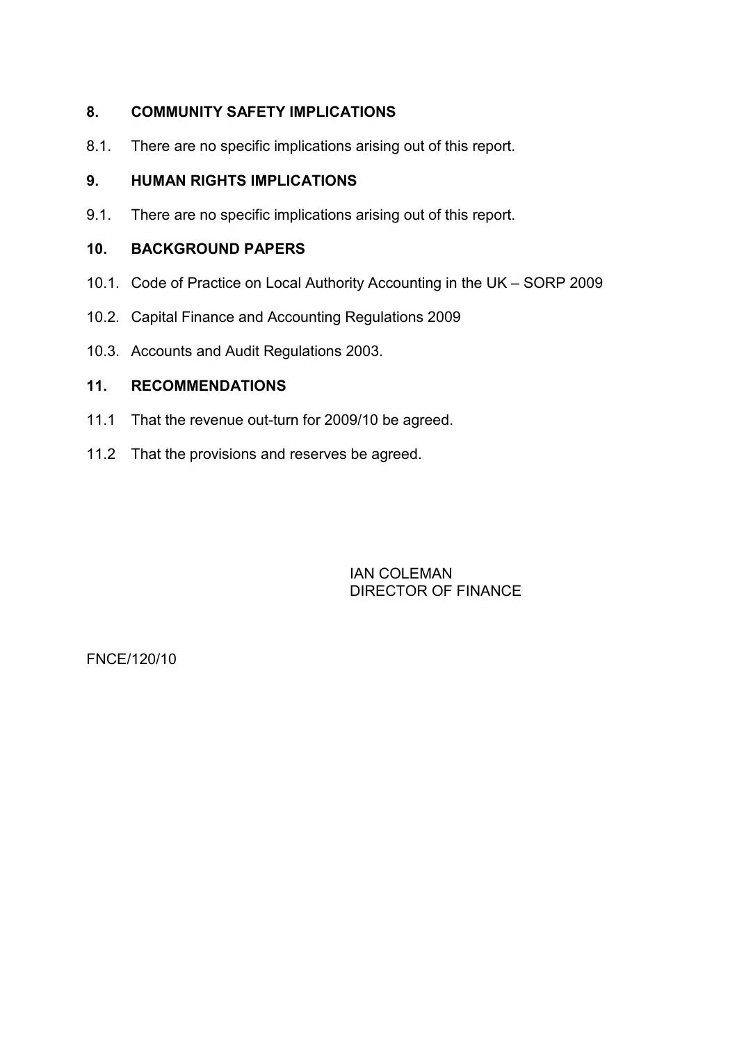## 8. COMMUNITY SAFETY IMPLICATIONS

8.1. There are no specific implications arising out of this report.

## 9. HUMAN RIGHTS IMPLICATIONS

9.1. There are no specific implications arising out of this report.

## 10. BACKGROUND PAPERS

10.1. Code of Practice on Local Authority Accounting in the UK – SORP 2009

10.2. Capital Finance and Accounting Regulations 2009

10.3. Accounts and Audit Regulations 2003.

## 11. RECOMMENDATIONS

11.1 That the revenue out-turn for 2009/10 be agreed.

11.2 That the provisions and reserves be agreed.

IAN COLEMAN
DIRECTOR OF FINANCE

FNCE/120/10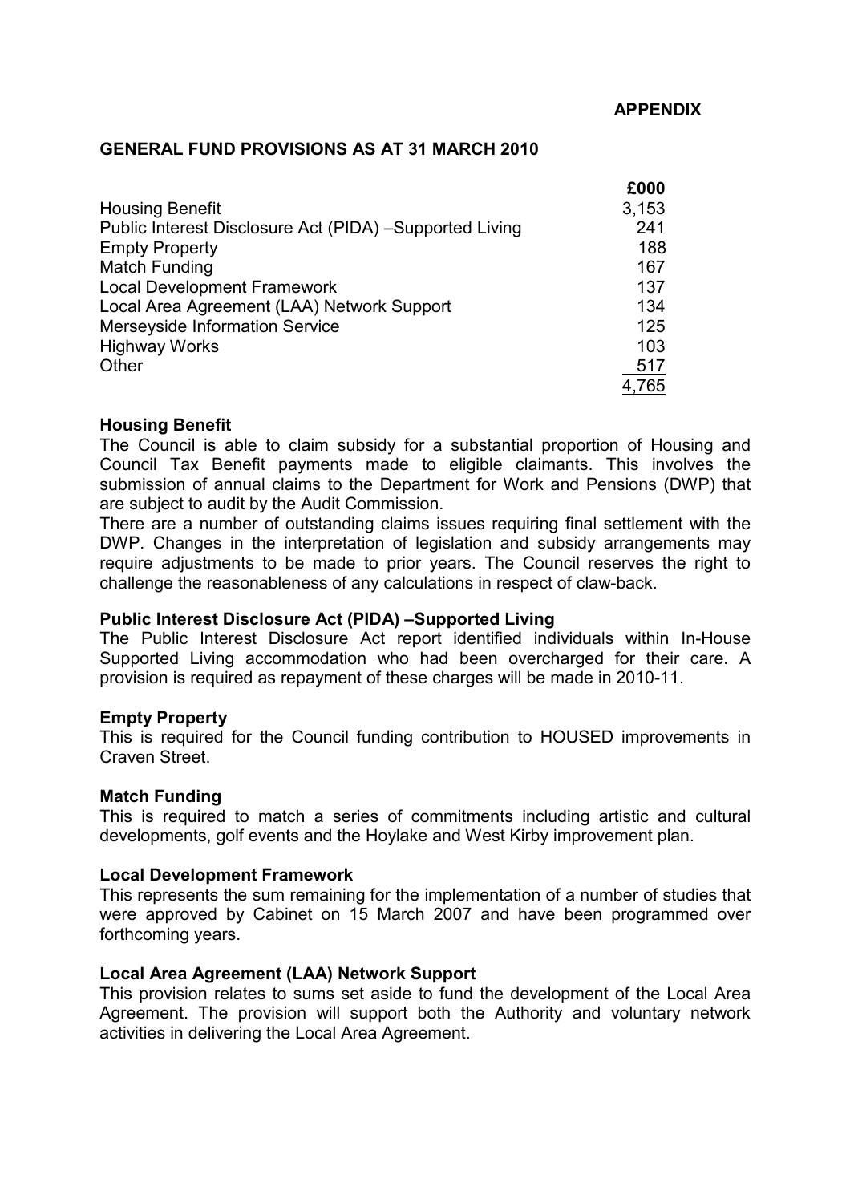**APPENDIX**

## GENERAL FUND PROVISIONS AS AT 31 MARCH 2010

| | £000 |
|---|---|
| Housing Benefit | 3,153 |
| Public Interest Disclosure Act (PIDA) –Supported Living | 241 |
| Empty Property | 188 |
| Match Funding | 167 |
| Local Development Framework | 137 |
| Local Area Agreement (LAA) Network Support | 134 |
| Merseyside Information Service | 125 |
| Highway Works | 103 |
| Other | 517 |
| | 4,765 |

**Housing Benefit**

The Council is able to claim subsidy for a substantial proportion of Housing and Council Tax Benefit payments made to eligible claimants. This involves the submission of annual claims to the Department for Work and Pensions (DWP) that are subject to audit by the Audit Commission.

There are a number of outstanding claims issues requiring final settlement with the DWP. Changes in the interpretation of legislation and subsidy arrangements may require adjustments to be made to prior years. The Council reserves the right to challenge the reasonableness of any calculations in respect of claw-back.

**Public Interest Disclosure Act (PIDA) –Supported Living**

The Public Interest Disclosure Act report identified individuals within In-House Supported Living accommodation who had been overcharged for their care. A provision is required as repayment of these charges will be made in 2010-11.

**Empty Property**

This is required for the Council funding contribution to HOUSED improvements in Craven Street.

**Match Funding**

This is required to match a series of commitments including artistic and cultural developments, golf events and the Hoylake and West Kirby improvement plan.

**Local Development Framework**

This represents the sum remaining for the implementation of a number of studies that were approved by Cabinet on 15 March 2007 and have been programmed over forthcoming years.

**Local Area Agreement (LAA) Network Support**

This provision relates to sums set aside to fund the development of the Local Area Agreement. The provision will support both the Authority and voluntary network activities in delivering the Local Area Agreement.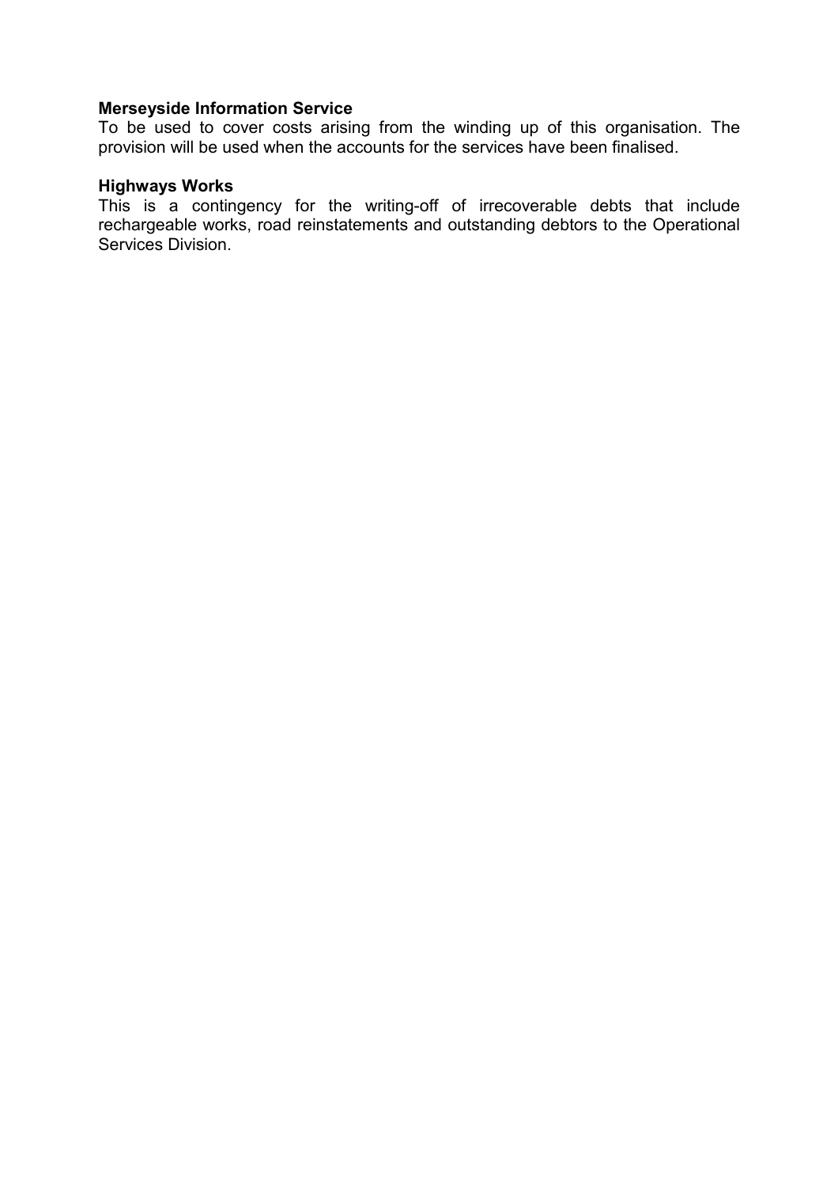**Merseyside Information Service**
To be used to cover costs arising from the winding up of this organisation. The provision will be used when the accounts for the services have been finalised.

**Highways Works**
This is a contingency for the writing-off of irrecoverable debts that include rechargeable works, road reinstatements and outstanding debtors to the Operational Services Division.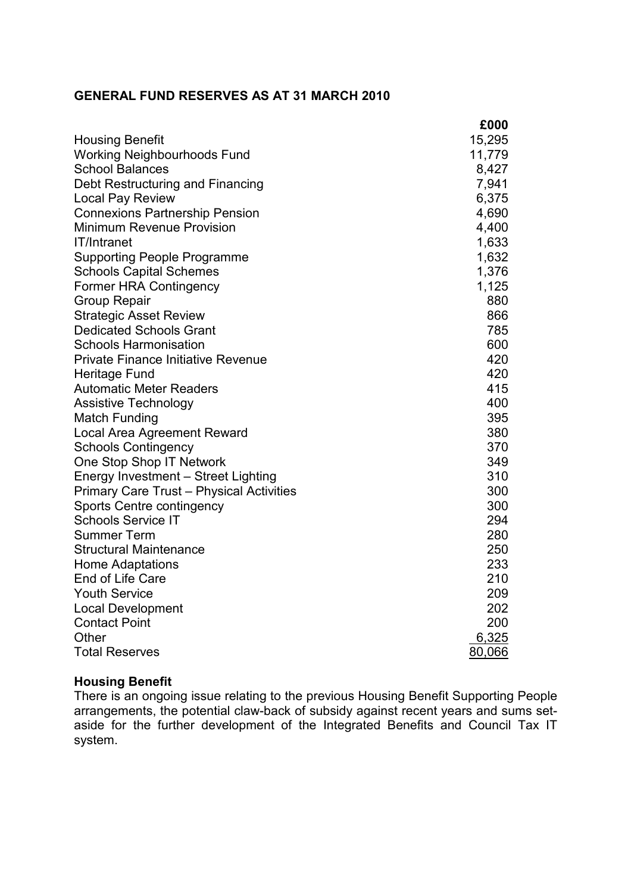## GENERAL FUND RESERVES AS AT 31 MARCH 2010

| | £000 |
|---|---|
| Housing Benefit | 15,295 |
| Working Neighbourhoods Fund | 11,779 |
| School Balances | 8,427 |
| Debt Restructuring and Financing | 7,941 |
| Local Pay Review | 6,375 |
| Connexions Partnership Pension | 4,690 |
| Minimum Revenue Provision | 4,400 |
| IT/Intranet | 1,633 |
| Supporting People Programme | 1,632 |
| Schools Capital Schemes | 1,376 |
| Former HRA Contingency | 1,125 |
| Group Repair | 880 |
| Strategic Asset Review | 866 |
| Dedicated Schools Grant | 785 |
| Schools Harmonisation | 600 |
| Private Finance Initiative Revenue | 420 |
| Heritage Fund | 420 |
| Automatic Meter Readers | 415 |
| Assistive Technology | 400 |
| Match Funding | 395 |
| Local Area Agreement Reward | 380 |
| Schools Contingency | 370 |
| One Stop Shop IT Network | 349 |
| Energy Investment – Street Lighting | 310 |
| Primary Care Trust – Physical Activities | 300 |
| Sports Centre contingency | 300 |
| Schools Service IT | 294 |
| Summer Term | 280 |
| Structural Maintenance | 250 |
| Home Adaptations | 233 |
| End of Life Care | 210 |
| Youth Service | 209 |
| Local Development | 202 |
| Contact Point | 200 |
| Other | 6,325 |
| Total Reserves | 80,066 |

**Housing Benefit**
There is an ongoing issue relating to the previous Housing Benefit Supporting People arrangements, the potential claw-back of subsidy against recent years and sums set-aside for the further development of the Integrated Benefits and Council Tax IT system.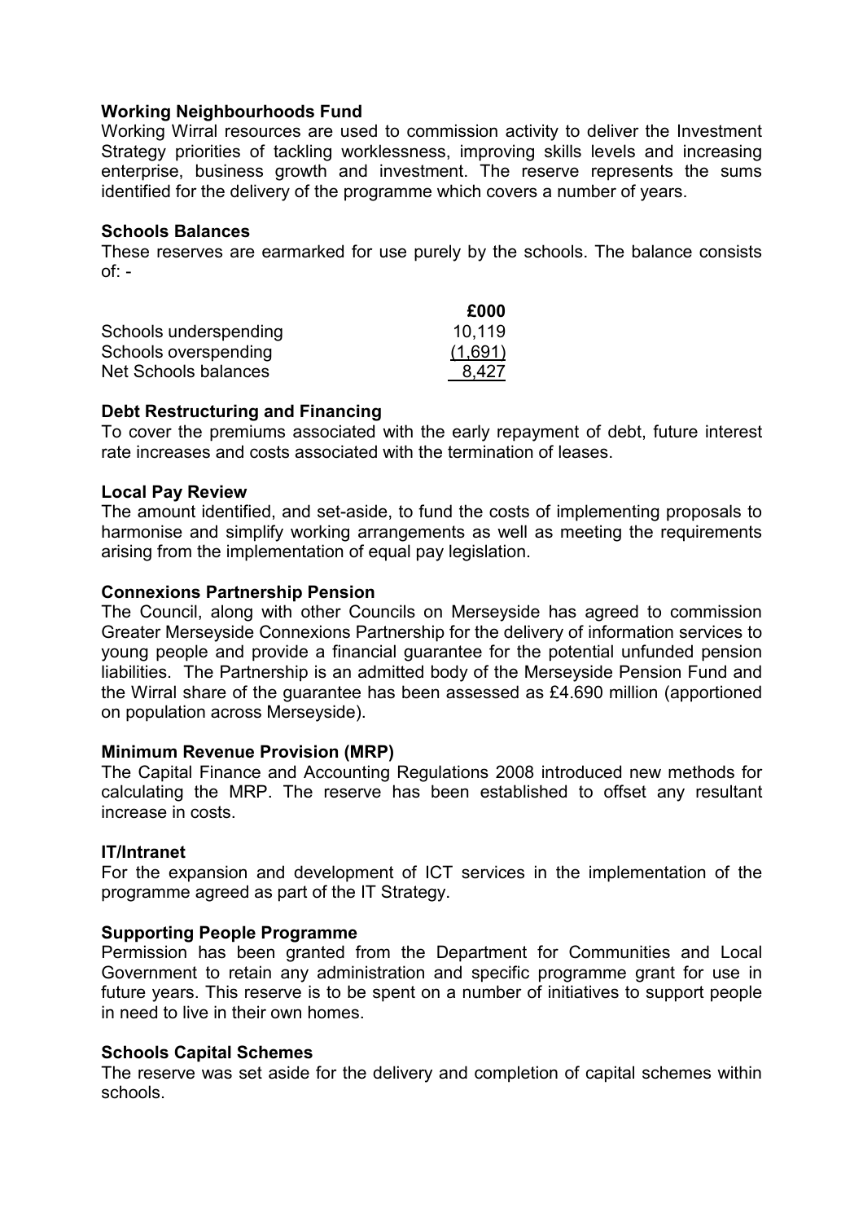**Working Neighbourhoods Fund**

Working Wirral resources are used to commission activity to deliver the Investment Strategy priorities of tackling worklessness, improving skills levels and increasing enterprise, business growth and investment. The reserve represents the sums identified for the delivery of the programme which covers a number of years.

**Schools Balances**

These reserves are earmarked for use purely by the schools. The balance consists of: -

| | £000 |
|---|---|
| Schools underspending | 10,119 |
| Schools overspending | (1,691) |
| Net Schools balances | 8,427 |

**Debt Restructuring and Financing**

To cover the premiums associated with the early repayment of debt, future interest rate increases and costs associated with the termination of leases.

**Local Pay Review**

The amount identified, and set-aside, to fund the costs of implementing proposals to harmonise and simplify working arrangements as well as meeting the requirements arising from the implementation of equal pay legislation.

**Connexions Partnership Pension**

The Council, along with other Councils on Merseyside has agreed to commission Greater Merseyside Connexions Partnership for the delivery of information services to young people and provide a financial guarantee for the potential unfunded pension liabilities. The Partnership is an admitted body of the Merseyside Pension Fund and the Wirral share of the guarantee has been assessed as £4.690 million (apportioned on population across Merseyside).

**Minimum Revenue Provision (MRP)**

The Capital Finance and Accounting Regulations 2008 introduced new methods for calculating the MRP. The reserve has been established to offset any resultant increase in costs.

**IT/Intranet**

For the expansion and development of ICT services in the implementation of the programme agreed as part of the IT Strategy.

**Supporting People Programme**

Permission has been granted from the Department for Communities and Local Government to retain any administration and specific programme grant for use in future years. This reserve is to be spent on a number of initiatives to support people in need to live in their own homes.

**Schools Capital Schemes**

The reserve was set aside for the delivery and completion of capital schemes within schools.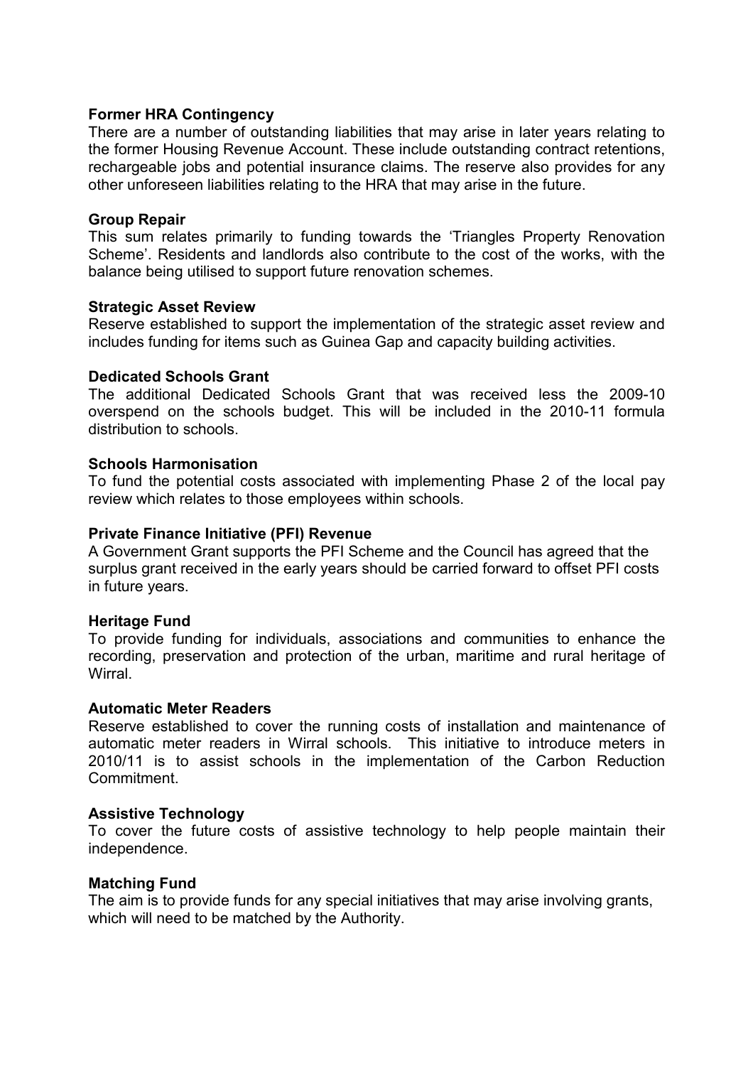**Former HRA Contingency**

There are a number of outstanding liabilities that may arise in later years relating to the former Housing Revenue Account. These include outstanding contract retentions, rechargeable jobs and potential insurance claims. The reserve also provides for any other unforeseen liabilities relating to the HRA that may arise in the future.

**Group Repair**

This sum relates primarily to funding towards the 'Triangles Property Renovation Scheme'. Residents and landlords also contribute to the cost of the works, with the balance being utilised to support future renovation schemes.

**Strategic Asset Review**

Reserve established to support the implementation of the strategic asset review and includes funding for items such as Guinea Gap and capacity building activities.

**Dedicated Schools Grant**

The additional Dedicated Schools Grant that was received less the 2009-10 overspend on the schools budget. This will be included in the 2010-11 formula distribution to schools.

**Schools Harmonisation**

To fund the potential costs associated with implementing Phase 2 of the local pay review which relates to those employees within schools.

**Private Finance Initiative (PFI) Revenue**

A Government Grant supports the PFI Scheme and the Council has agreed that the surplus grant received in the early years should be carried forward to offset PFI costs in future years.

**Heritage Fund**

To provide funding for individuals, associations and communities to enhance the recording, preservation and protection of the urban, maritime and rural heritage of Wirral.

**Automatic Meter Readers**

Reserve established to cover the running costs of installation and maintenance of automatic meter readers in Wirral schools. This initiative to introduce meters in 2010/11 is to assist schools in the implementation of the Carbon Reduction Commitment.

**Assistive Technology**

To cover the future costs of assistive technology to help people maintain their independence.

**Matching Fund**

The aim is to provide funds for any special initiatives that may arise involving grants, which will need to be matched by the Authority.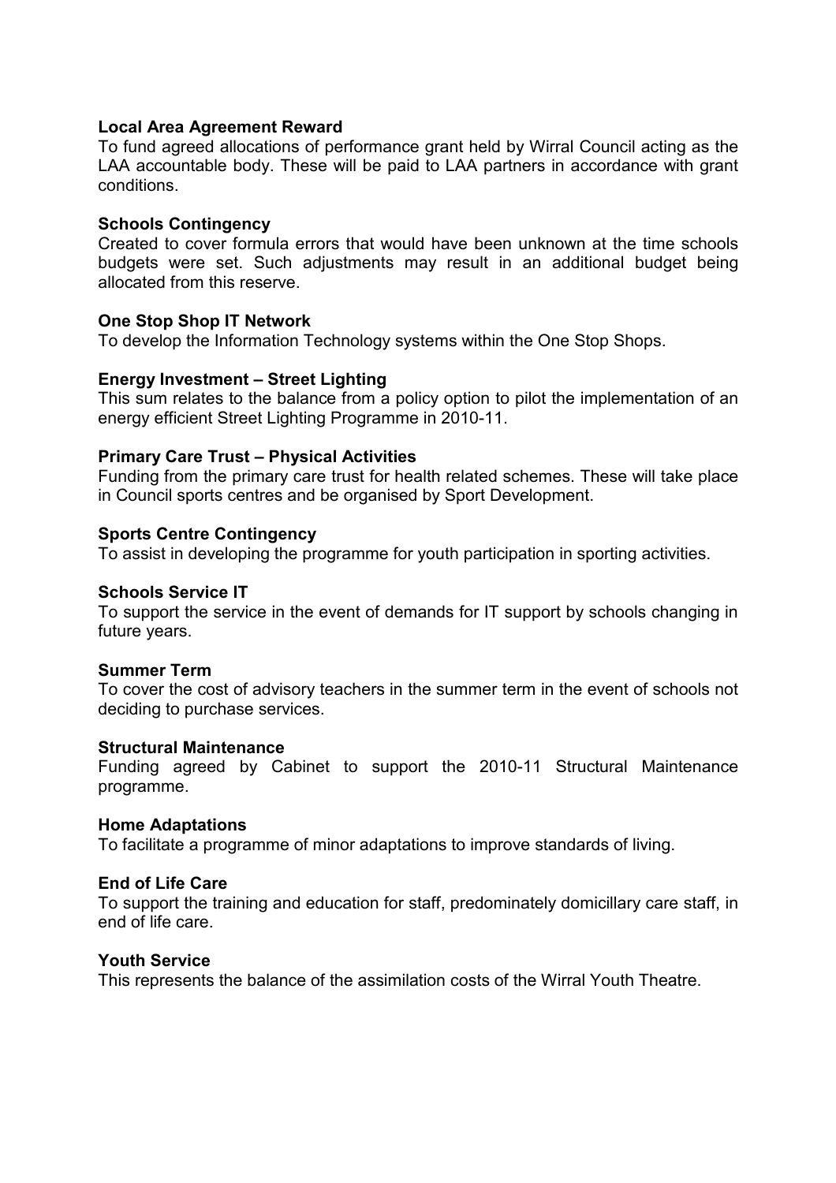**Local Area Agreement Reward**
To fund agreed allocations of performance grant held by Wirral Council acting as the LAA accountable body. These will be paid to LAA partners in accordance with grant conditions.

**Schools Contingency**
Created to cover formula errors that would have been unknown at the time schools budgets were set. Such adjustments may result in an additional budget being allocated from this reserve.

**One Stop Shop IT Network**
To develop the Information Technology systems within the One Stop Shops.

**Energy Investment – Street Lighting**
This sum relates to the balance from a policy option to pilot the implementation of an energy efficient Street Lighting Programme in 2010-11.

**Primary Care Trust – Physical Activities**
Funding from the primary care trust for health related schemes. These will take place in Council sports centres and be organised by Sport Development.

**Sports Centre Contingency**
To assist in developing the programme for youth participation in sporting activities.

**Schools Service IT**
To support the service in the event of demands for IT support by schools changing in future years.

**Summer Term**
To cover the cost of advisory teachers in the summer term in the event of schools not deciding to purchase services.

**Structural Maintenance**
Funding agreed by Cabinet to support the 2010-11 Structural Maintenance programme.

**Home Adaptations**
To facilitate a programme of minor adaptations to improve standards of living.

**End of Life Care**
To support the training and education for staff, predominately domicillary care staff, in end of life care.

**Youth Service**
This represents the balance of the assimilation costs of the Wirral Youth Theatre.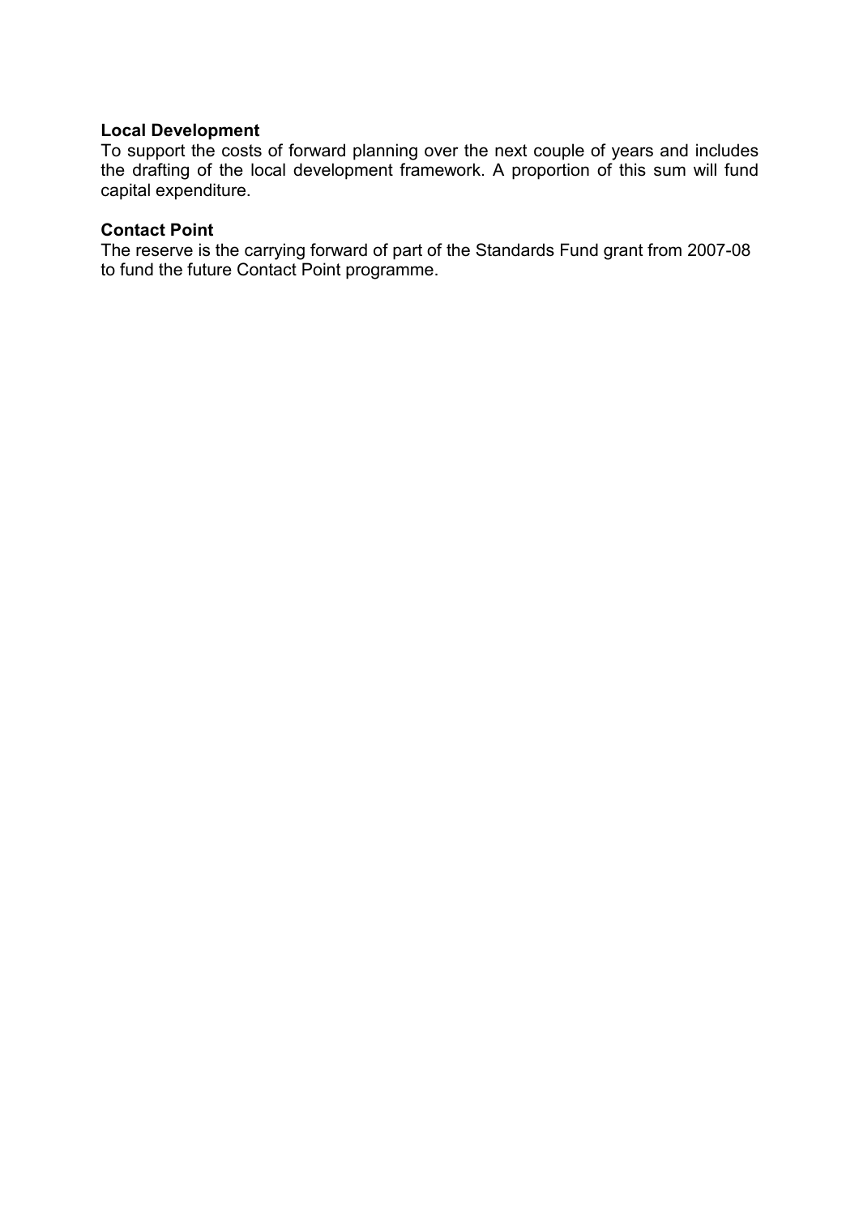**Local Development**

To support the costs of forward planning over the next couple of years and includes the drafting of the local development framework. A proportion of this sum will fund capital expenditure.

**Contact Point**

The reserve is the carrying forward of part of the Standards Fund grant from 2007-08 to fund the future Contact Point programme.